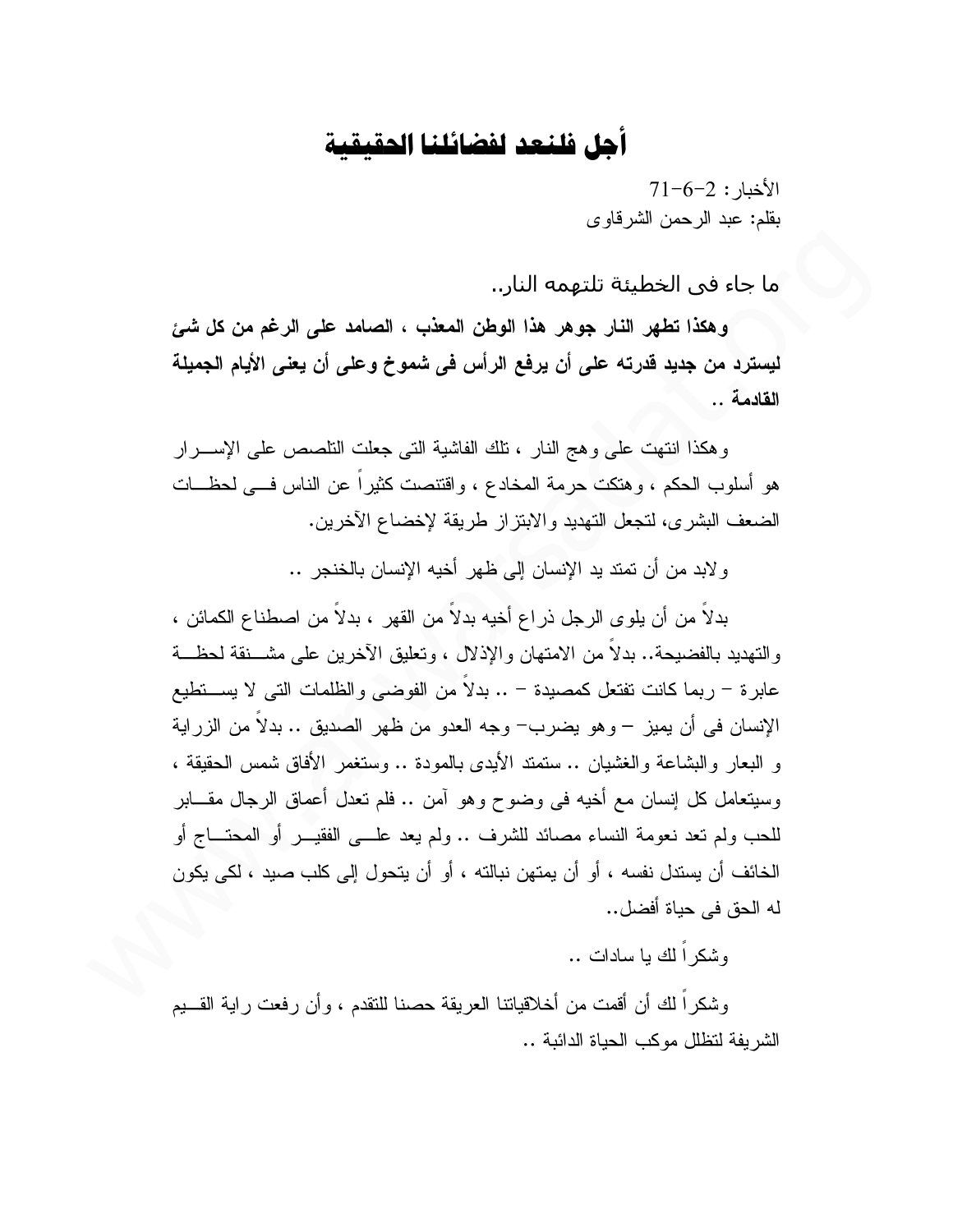# أجل فلنعد لفضائلنا الحقيقية

الأخبار : 2-6-71
بقلم: عبد الرحمن الشرقاوى

ما جاء فى الخطيئة تلتهمه النار..

**وهكذا تطهر النار جوهر هذا الوطن المعذب ، الصامد على الرغم من كل شئ ليسترد من جديد قدرته على أن يرفع الرأس فى شموخ وعلى أن يغنى الأيام الجميلة القادمة ..**

وهكذا انتهت على وهج النار ، تلك الفاشية التى جعلت التلصص على الإســرار هو أسلوب الحكم ، وهتكت حرمة المخادع ، واقتنصت كثيراً عن الناس فــى لحظــات الضعف البشرى، لتجعل التهديد والابتزاز طريقة لإخضاع الآخرين.

ولابد من أن تمتد يد الإنسان إلى ظهر أخيه الإنسان بالخنجر ..

بدلاً من أن يلوى الرجل ذراع أخيه بدلاً من القهر ، بدلاً من اصطناع الكمائن ، والتهديد بالفضيحة.. بدلاً من الامتهان والإذلال ، وتعليق الآخرين على مشــنقة لحظــة عابرة – ربما كانت تفتعل كمصيدة – .. بدلاً من الفوضى والظلمات التى لا يســتطيع الإنسان فى أن يميز – وهو يضرب– وجه العدو من ظهر الصديق .. بدلاً من الزراية و البعار والبشاعة والغشيان .. ستمتد الأيدى بالمودة .. وستغمر الأفاق شمس الحقيقة ، وسيتعامل كل إنسان مع أخيه فى وضوح وهو آمن .. فلم تعدل أعماق الرجال مقــابر للحب ولم تعد نعومة النساء مصائد للشرف .. ولم يعد علــى الفقيــر أو المحتــاج أو الخائف أن يستدل نفسه ، أو أن يمتهن نبالته ، أو أن يتحول إلى كلب صيد ، لكى يكون له الحق فى حياة أفضل..

وشكراً لك يا سادات ..

وشكراً لك أن أقمت من أخلاقياتنا العريقة حصنا للتقدم ، وأن رفعت راية القــيم الشريفة لتظلل موكب الحياة الدائبة ..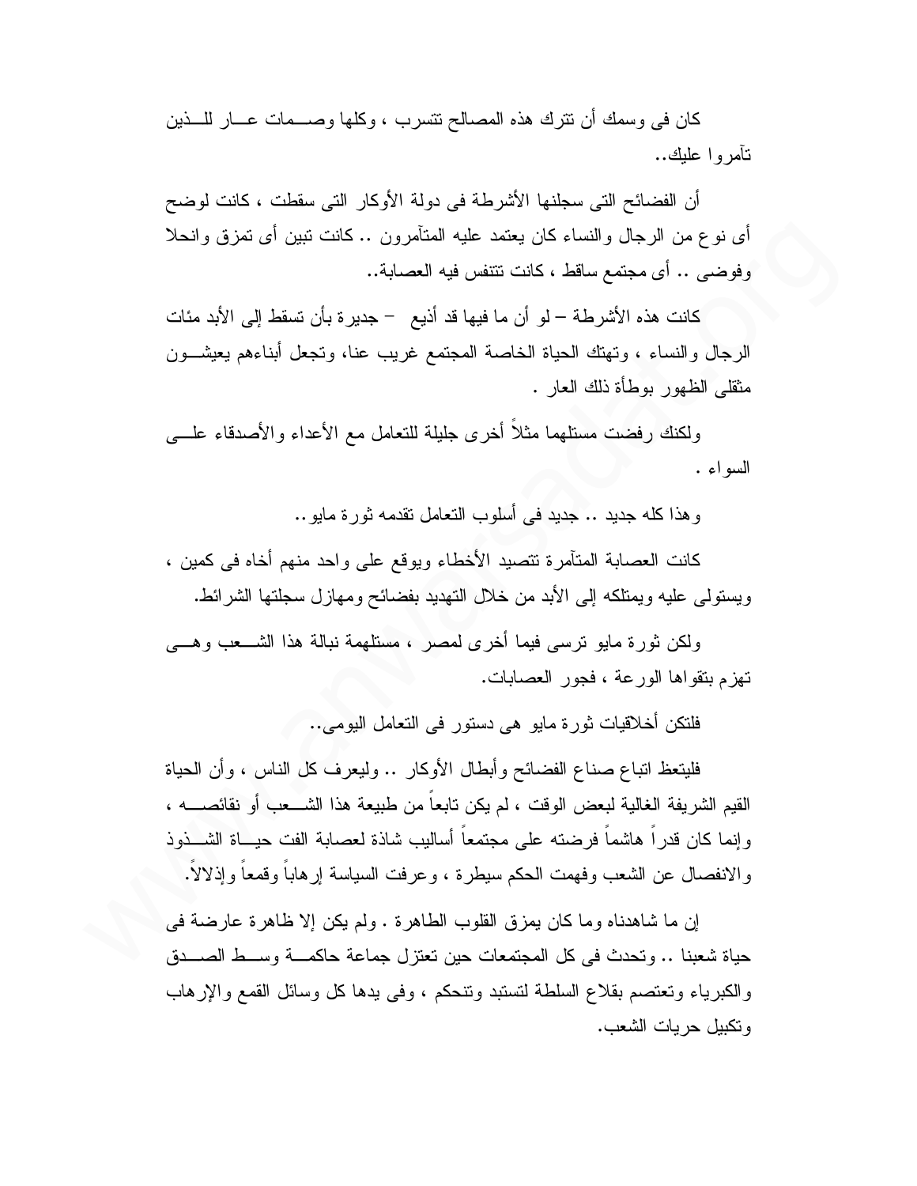كان فى وسمك أن تترك هذه المصالح تتسرب ، وكلها وصمات عار للذين تآمروا عليك..

أن الفضائح التى سجلنها الأشرطة فى دولة الأوكار التى سقطت ، كانت لوضح أى نوع من الرجال والنساء كان يعتمد عليه المتآمرون .. كانت تبين أى تمزق وانحلا وفوضى .. أى مجتمع ساقط ، كانت تتنفس فيه العصابة..

كانت هذه الأشرطة – لو أن ما فيها قد أذيع – جديرة بأن تسقط إلى الأبد مئات الرجال والنساء ، وتهتك الحياة الخاصة المجتمع غريب عنا، وتجعل أبناءهم يعيشون مثقلى الظهور بوطأة ذلك العار .

ولكنك رفضت مستلهما مثلاً أخرى جليلة للتعامل مع الأعداء والأصدقاء على السواء .

وهذا كله جديد .. جديد فى أسلوب التعامل تقدمه ثورة مايو..

كانت العصابة المتآمرة تتصيد الأخطاء ويوقع على واحد منهم أخاه فى كمين ، ويستولى عليه ويمتلكه إلى الأبد من خلال التهديد بفضائح ومهازل سجلتها الشرائط.

ولكن ثورة مايو ترسى فيما أخرى لمصر ، مستلهمة نبالة هذا الشعب وهى تهزم بتقواها الورعة ، فجور العصابات.

فلتكن أخلاقيات ثورة مايو هى دستور فى التعامل اليومى..

فليتعظ اتباع صناع الفضائح وأبطال الأوكار .. وليعرف كل الناس ، وأن الحياة القيم الشريفة الغالية لبعض الوقت ، لم يكن تابعاً من طبيعة هذا الشعب أو نقائصه ، وإنما كان قدراً هاشماً فرضته على مجتمعاً أساليب شاذة لعصابة الفت حياة الشذوذ والانفصال عن الشعب وفهمت الحكم سيطرة ، وعرفت السياسة إرهاباً وقمعاً وإذلالاً.

إن ما شاهدناه وما كان يمزق القلوب الطاهرة . ولم يكن إلا ظاهرة عارضة فى حياة شعبنا .. وتحدث فى كل المجتمعات حين تعتزل جماعة حاكمة وسط الصدق والكبرياء وتعتصم بقلاع السلطة لتستبد وتتحكم ، وفى يدها كل وسائل القمع والإرهاب وتكبيل حريات الشعب.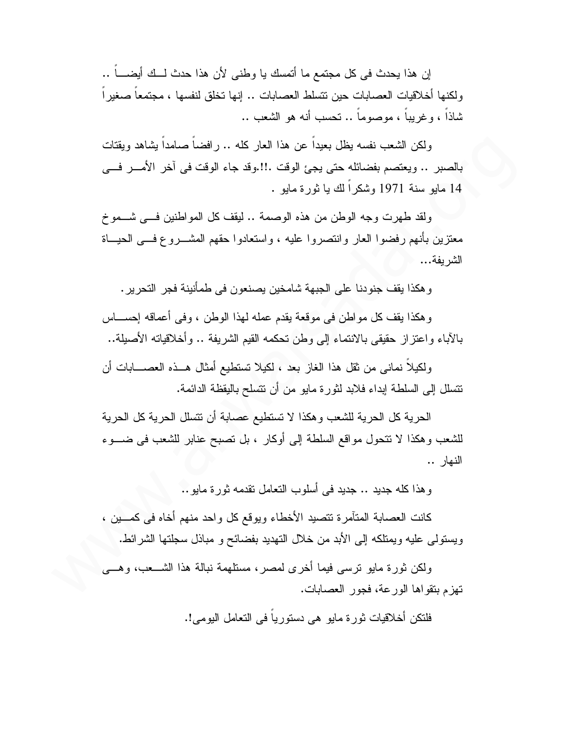إن هذا يحدث فى كل مجتمع ما أتمسك يا وطنى لأن هذا حدث لـك أيضـاً .. ولكنها أخلاقيات العصابات حين تتسلط العصابات .. إنها تخلق لنفسها ، مجتمعاً صغيراً شاذاً ، وغريباً ، موصوماً .. تحسب أنه هو الشعب ..

ولكن الشعب نفسه يظل بعيداً عن هذا العار كله .. رافضاً صامداً يشاهد ويقتات بالصبر .. ويعتصم بفضائله حتى يجئ الوقت .!!.وقد جاء الوقت فى آخر الأمـر فـى 14 مايو سنة 1971 وشكراً لك يا ثورة مايو .

ولقد طهرت وجه الوطن من هذه الوصمة .. ليقف كل المواطنين فـى شـموخ معتزين بأنهم رفضوا العار وانتصروا عليه ، واستعادوا حقهم المشـروع فـى الحيـاة الشريفة...

وهكذا يقف جنودنا على الجبهة شامخين يصنعون فى طمأنينة فجر التحرير.

وهكذا يقف كل مواطن فى موقعة يقدم عمله لهذا الوطن ، وفى أعماقه إحسـاس بالآباء واعتزاز حقيقى بالانتماء إلى وطن تحكمه القيم الشريفة .. وأخلاقياته الأصيلة..

ولكيلاً نمانى من ثقل هذا الغاز بعد ، لكيلا تستطيع أمثال هـذه العصـابات أن تتسلل إلى السلطة إبداء فلابد لثورة مايو من أن تتسلح باليقظة الدائمة.

الحرية كل الحرية للشعب وهكذا لا تستطيع عصابة أن تتسلل الحرية كل الحرية للشعب وهكذا لا تتحول مواقع السلطة إلى أوكار ، بل تصبح عنابر للشعب فى ضـوء النهار ..

وهذا كله جديد .. جديد فى أسلوب التعامل تقدمه ثورة مايو..

كانت العصابة المتآمرة تتصيد الأخطاء ويوقع كل واحد منهم أخاه فى كمـين ، ويستولى عليه ويمتلكه إلى الأبد من خلال التهديد بفضائح و مباذل سجلتها الشرائط.

ولكن ثورة مايو ترسى فيما أخرى لمصر، مستلهمة نبالة هذا الشـعب، وهـى تهزم بتقواها الورعة، فجور العصابات.

فلتكن أخلاقيات ثورة مايو هى دستورياً فى التعامل اليومى!.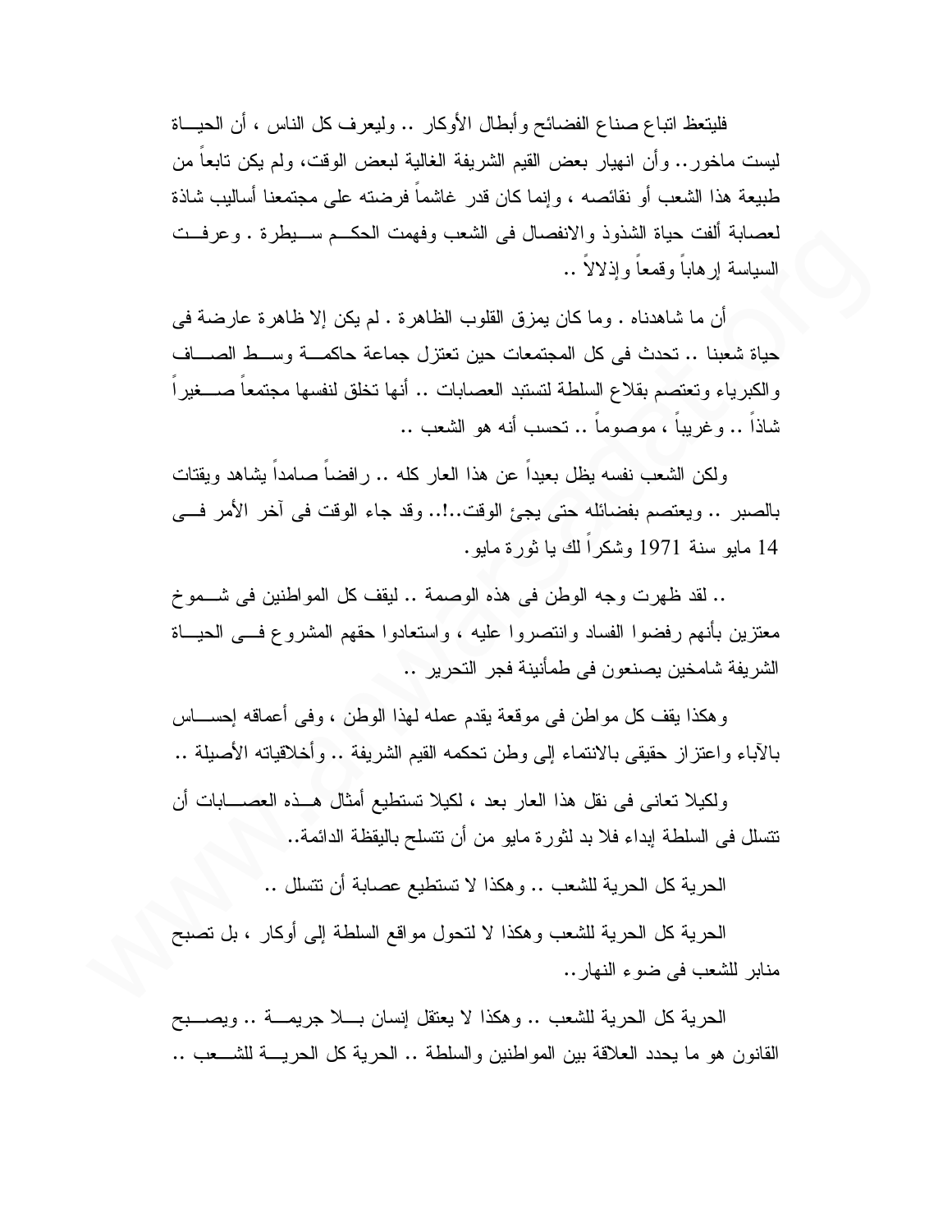فليتعظ اتباع صناع الفضائح وأبطال الأوكار .. وليعرف كل الناس ، أن الحياة ليست ماخور.. وأن انهيار بعض القيم الشريفة الغالية لبعض الوقت، ولم يكن تابعاً من طبيعة هذا الشعب أو نقائصه ، وإنما كان قدر غاشماً فرضته على مجتمعنا أساليب شاذة لعصابة ألفت حياة الشذوذ والانفصال فى الشعب وفهمت الحكم سيطرة . وعرفت السياسة إرهاباً وقمعاً وإذلالاً ..

أن ما شاهدناه . وما كان يمزق القلوب الظاهرة . لم يكن إلا ظاهرة عارضة فى حياة شعبنا .. تحدث فى كل المجتمعات حين تعتزل جماعة حاكمة وسط الصاف والكبرياء وتعتصم بقلاع السلطة لتستبد العصابات .. أنها تخلق لنفسها مجتمعاً صغيراً شاذاً .. وغريباً ، موصوماً .. تحسب أنه هو الشعب ..

ولكن الشعب نفسه يظل بعيداً عن هذا العار كله .. رافضاً صامداً يشاهد ويقتات بالصبر .. ويعتصم بفضائله حتى يجئ الوقت..!.. وقد جاء الوقت فى آخر الأمر فى 14 مايو سنة 1971 وشكراً لك يا ثورة مايو.

.. لقد ظهرت وجه الوطن فى هذه الوصمة .. ليقف كل المواطنين فى شموخ معتزين بأنهم رفضوا الفساد وانتصروا عليه ، واستعادوا حقهم المشروع فى الحياة الشريفة شامخين يصنعون فى طمأنينة فجر التحرير ..

وهكذا يقف كل مواطن فى موقعة يقدم عمله لهذا الوطن ، وفى أعماقه إحساس بالآباء واعتزاز حقيقى بالانتماء إلى وطن تحكمه القيم الشريفة .. وأخلاقياته الأصيلة ..

ولكيلا تعانى فى نقل هذا العار بعد ، لكيلا تستطيع أمثال هذه العصابات أن تتسلل فى السلطة إبداء فلا بد لثورة مايو من أن تتسلح باليقظة الدائمة..

الحرية كل الحرية للشعب .. وهكذا لا تستطيع عصابة أن تتسلل ..

الحرية كل الحرية للشعب وهكذا لا لتحول مواقع السلطة إلى أوكار ، بل تصبح منابر للشعب فى ضوء النهار..

الحرية كل الحرية للشعب .. وهكذا لا يعتقل إنسان بلا جريمة .. ويصبح القانون هو ما يحدد العلاقة بين المواطنين والسلطة .. الحرية كل الحرية للشعب ..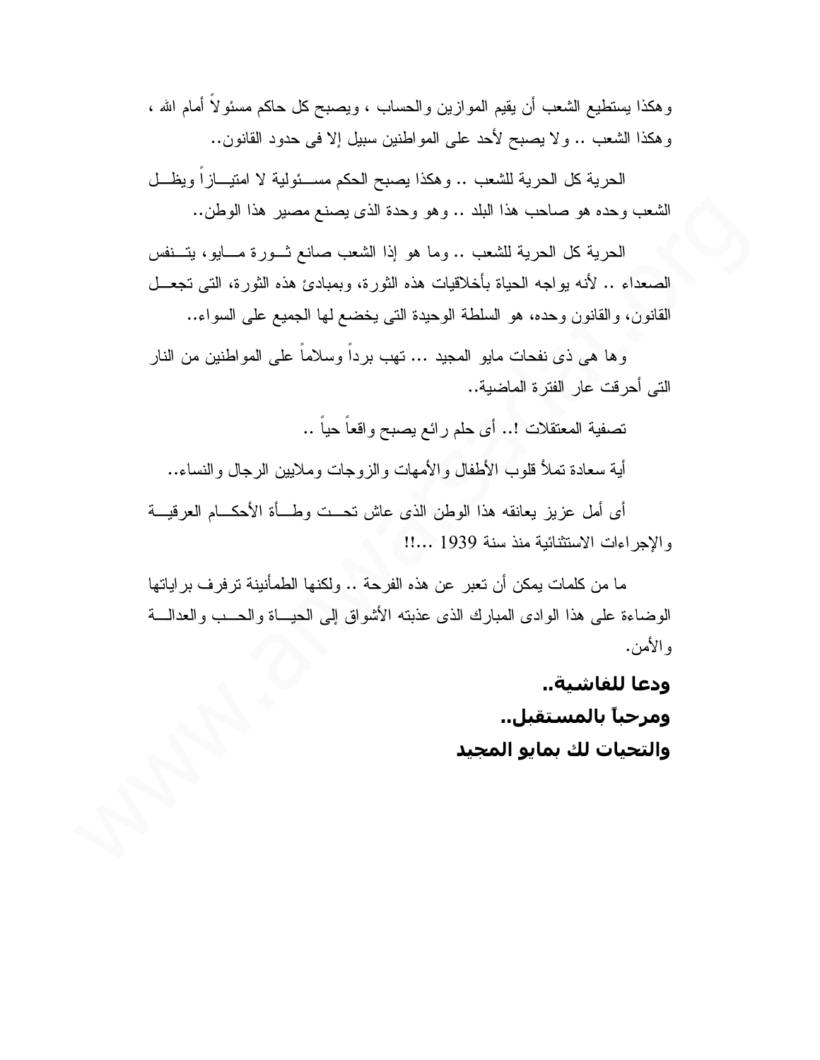وهكذا يستطيع الشعب أن يقيم الموازين والحساب ، ويصبح كل حاكم مسئولاً أمام الله ، وهكذا الشعب .. ولا يصبح لأحد على المواطنين سبيل إلا فى حدود القانون..

الحرية كل الحرية للشعب .. وهكذا يصبح الحكم مسئولية لا امتيازاً ويظل الشعب وحده هو صاحب هذا البلد .. وهو وحدة الذى يصنع مصير هذا الوطن..

الحرية كل الحرية للشعب .. وما هو إذا الشعب صانع ثورة مايو، يتنفس الصعداء .. لأنه يواجه الحياة بأخلاقيات هذه الثورة، وبمبادئ هذه الثورة، التى تجعل القانون، والقانون وحده، هو السلطة الوحيدة التى يخضع لها الجميع على السواء..

وها هى ذى نفحات مايو المجيد ... تهب برداً وسلاماً على المواطنين من النار التى أحرقت عار الفترة الماضية..

تصفية المعتقلات !.. أى حلم رائع يصبح واقعاً حياً ..

أية سعادة تملأ قلوب الأطفال والأمهات والزوجات وملايين الرجال والنساء..

أى أمل عزيز يعانقه هذا الوطن الذى عاش تحت وطأة الأحكام العرقية والإجراءات الاستثنائية منذ سنة 1939 ...!!

ما من كلمات يمكن أن تعبر عن هذه الفرحة .. ولكنها الطمأنينة ترفرف براياتها الوضاءة على هذا الوادى المبارك الذى عذبته الأشواق إلى الحياة والحب والعدالة والأمن.

**ودعا للفاشية..**
**ومرحباً بالمستقبل..**
**والتحيات لك بمايو المجيد**